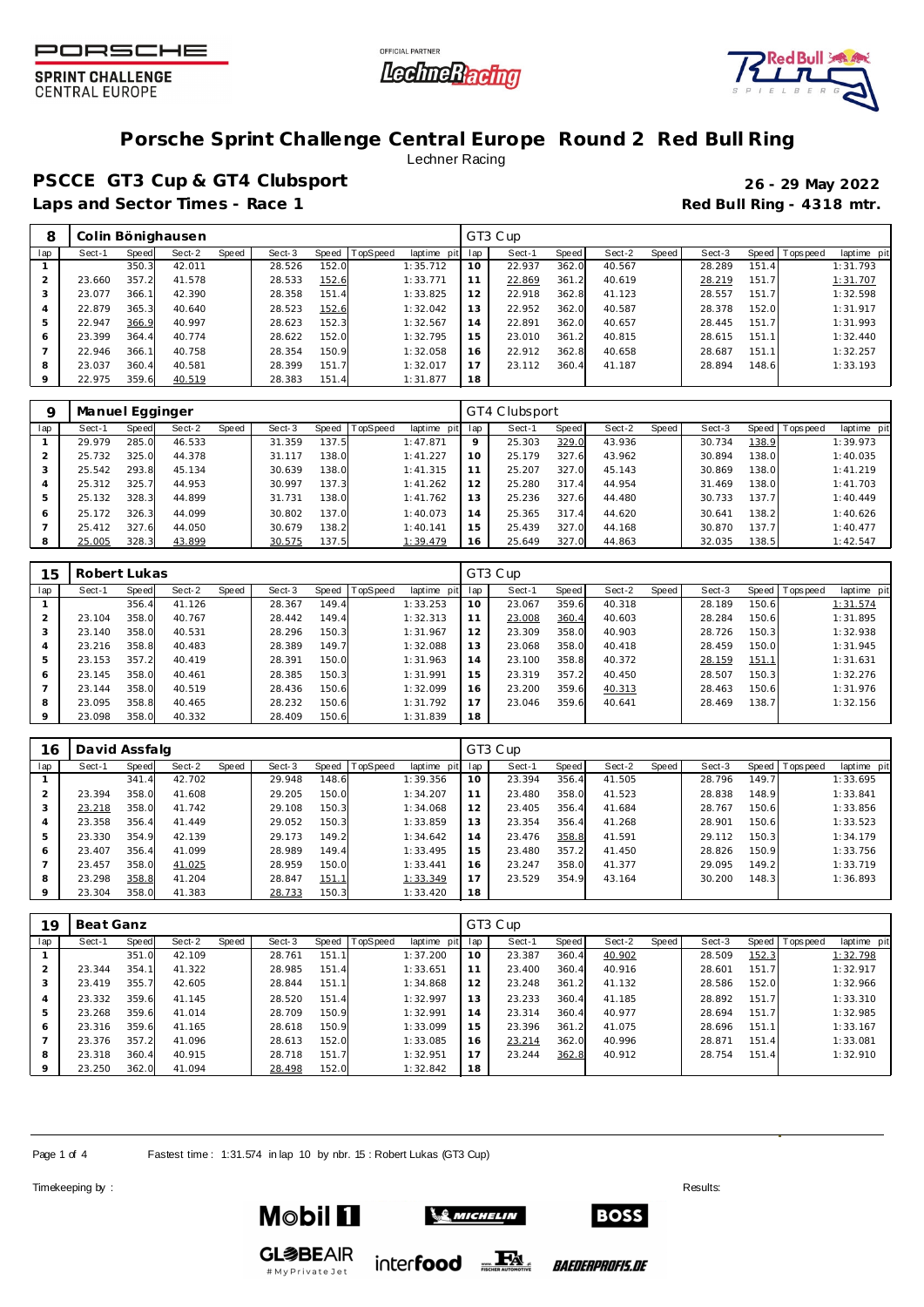# Porsche Sprint Challenge Central Europe Round 2 Red Bull Ring

Lechner Racing

## PSCCE GT3 Cup & GT4 Clubsport

**26 - 29 May 2022**

**Laps and Sector Times - Race 1**

**Red Bull Ring - 4318 mtr.**

| 8 | Colin Bönighausen | | | | | | | | | GT3 Cup | | | | | | | | |
|---|---|---|---|---|---|---|---|---|---|---|---|---|---|---|---|---|---|---|
| lap | Sect-1 | Speed | Sect-2 | Speed | Sect-3 | Speed | TopSpeed | laptime pit | lap | Sect-1 | Speed | Sect-2 | Speed | Sect-3 | Speed | Topspeed | laptime pit |
| 1 | | 350.3 | 42.011 | | 28.526 | 152.0 | | 1:35.712 | 10 | 22.937 | 362.0 | 40.567 | | 28.289 | 151.4 | | 1:31.793 |
| 2 | 23.660 | 357.2 | 41.578 | | 28.533 | 152.6 | | 1:33.771 | 11 | 22.869 | 361.2 | 40.619 | | 28.219 | 151.7 | | 1:31.707 |
| 3 | 23.077 | 366.1 | 42.390 | | 28.358 | 151.4 | | 1:33.825 | 12 | 22.918 | 362.8 | 41.123 | | 28.557 | 151.7 | | 1:32.598 |
| 4 | 22.879 | 365.3 | 40.640 | | 28.523 | 152.6 | | 1:32.042 | 13 | 22.952 | 362.0 | 40.587 | | 28.378 | 152.0 | | 1:31.917 |
| 5 | 22.947 | 366.9 | 40.997 | | 28.623 | 152.3 | | 1:32.567 | 14 | 22.891 | 362.0 | 40.657 | | 28.445 | 151.7 | | 1:31.993 |
| 6 | 23.399 | 364.4 | 40.774 | | 28.622 | 152.0 | | 1:32.795 | 15 | 23.010 | 361.2 | 40.815 | | 28.615 | 151.1 | | 1:32.440 |
| 7 | 22.946 | 366.1 | 40.758 | | 28.354 | 150.9 | | 1:32.058 | 16 | 22.912 | 362.8 | 40.658 | | 28.687 | 151.1 | | 1:32.257 |
| 8 | 23.037 | 360.4 | 40.581 | | 28.399 | 151.7 | | 1:32.017 | 17 | 23.112 | 360.4 | 41.187 | | 28.894 | 148.6 | | 1:33.193 |
| 9 | 22.975 | 359.6 | 40.519 | | 28.383 | 151.4 | | 1:31.877 | 18 | | | | | | | | |

| 9 | Manuel Egginger | | | | | | | | | GT4 Clubsport | | | | | | | | |
|---|---|---|---|---|---|---|---|---|---|---|---|---|---|---|---|---|---|---|
| lap | Sect-1 | Speed | Sect-2 | Speed | Sect-3 | Speed | TopSpeed | laptime pit | lap | Sect-1 | Speed | Sect-2 | Speed | Sect-3 | Speed | Topspeed | laptime pit |
| 1 | 29.979 | 285.0 | 46.533 | | 31.359 | 137.5 | | 1:47.871 | 9 | 25.303 | 329.0 | 43.936 | | 30.734 | 138.9 | | 1:39.973 |
| 2 | 25.732 | 325.0 | 44.378 | | 31.117 | 138.0 | | 1:41.227 | 10 | 25.179 | 327.6 | 43.962 | | 30.894 | 138.0 | | 1:40.035 |
| 3 | 25.542 | 293.8 | 45.134 | | 30.639 | 138.0 | | 1:41.315 | 11 | 25.207 | 327.0 | 45.143 | | 30.869 | 138.0 | | 1:41.219 |
| 4 | 25.312 | 325.7 | 44.953 | | 30.997 | 137.3 | | 1:41.262 | 12 | 25.280 | 317.4 | 44.954 | | 31.469 | 138.0 | | 1:41.703 |
| 5 | 25.132 | 328.3 | 44.899 | | 31.731 | 138.0 | | 1:41.762 | 13 | 25.236 | 327.6 | 44.480 | | 30.733 | 137.7 | | 1:40.449 |
| 6 | 25.172 | 326.3 | 44.099 | | 30.802 | 137.0 | | 1:40.073 | 14 | 25.365 | 317.4 | 44.620 | | 30.641 | 138.2 | | 1:40.626 |
| 7 | 25.412 | 327.6 | 44.050 | | 30.679 | 138.2 | | 1:40.141 | 15 | 25.439 | 327.0 | 44.168 | | 30.870 | 137.7 | | 1:40.477 |
| 8 | 25.005 | 328.3 | 43.899 | | 30.575 | 137.5 | | 1:39.479 | 16 | 25.649 | 327.0 | 44.863 | | 32.035 | 138.5 | | 1:42.547 |

| 15 | Robert Lukas | | | | | | | | | GT3 Cup | | | | | | | | |
|---|---|---|---|---|---|---|---|---|---|---|---|---|---|---|---|---|---|---|
| lap | Sect-1 | Speed | Sect-2 | Speed | Sect-3 | Speed | TopSpeed | laptime pit | lap | Sect-1 | Speed | Sect-2 | Speed | Sect-3 | Speed | Topspeed | laptime pit |
| 1 | | 356.4 | 41.126 | | 28.367 | 149.4 | | 1:33.253 | 10 | 23.067 | 359.6 | 40.318 | | 28.189 | 150.6 | | 1:31.574 |
| 2 | 23.104 | 358.0 | 40.767 | | 28.442 | 149.4 | | 1:32.313 | 11 | 23.008 | 360.4 | 40.603 | | 28.284 | 150.6 | | 1:31.895 |
| 3 | 23.140 | 358.0 | 40.531 | | 28.296 | 150.3 | | 1:31.967 | 12 | 23.309 | 358.0 | 40.903 | | 28.726 | 150.3 | | 1:32.938 |
| 4 | 23.216 | 358.8 | 40.483 | | 28.389 | 149.7 | | 1:32.088 | 13 | 23.068 | 358.0 | 40.418 | | 28.459 | 150.0 | | 1:31.945 |
| 5 | 23.153 | 357.2 | 40.419 | | 28.391 | 150.0 | | 1:31.963 | 14 | 23.100 | 358.8 | 40.372 | | 28.159 | 151.1 | | 1:31.631 |
| 6 | 23.145 | 358.0 | 40.461 | | 28.385 | 150.3 | | 1:31.991 | 15 | 23.319 | 357.2 | 40.450 | | 28.507 | 150.3 | | 1:32.276 |
| 7 | 23.144 | 358.0 | 40.519 | | 28.436 | 150.6 | | 1:32.099 | 16 | 23.200 | 359.6 | 40.313 | | 28.463 | 150.6 | | 1:31.976 |
| 8 | 23.095 | 358.8 | 40.465 | | 28.232 | 150.6 | | 1:31.792 | 17 | 23.046 | 359.6 | 40.641 | | 28.469 | 138.7 | | 1:32.156 |
| 9 | 23.098 | 358.0 | 40.332 | | 28.409 | 150.6 | | 1:31.839 | 18 | | | | | | | | |

| 16 | David Assfalg | | | | | | | | | GT3 Cup | | | | | | | | |
|---|---|---|---|---|---|---|---|---|---|---|---|---|---|---|---|---|---|---|
| lap | Sect-1 | Speed | Sect-2 | Speed | Sect-3 | Speed | TopSpeed | laptime pit | lap | Sect-1 | Speed | Sect-2 | Speed | Sect-3 | Speed | Topspeed | laptime pit |
| 1 | | 341.4 | 42.702 | | 29.948 | 148.6 | | 1:39.356 | 10 | 23.394 | 356.4 | 41.505 | | 28.796 | 149.7 | | 1:33.695 |
| 2 | 23.394 | 358.0 | 41.608 | | 29.205 | 150.0 | | 1:34.207 | 11 | 23.480 | 358.0 | 41.523 | | 28.838 | 148.9 | | 1:33.841 |
| 3 | 23.218 | 358.0 | 41.742 | | 29.108 | 150.3 | | 1:34.068 | 12 | 23.405 | 356.4 | 41.684 | | 28.767 | 150.6 | | 1:33.856 |
| 4 | 23.358 | 356.4 | 41.449 | | 29.052 | 150.3 | | 1:33.859 | 13 | 23.354 | 356.4 | 41.268 | | 28.901 | 150.6 | | 1:33.523 |
| 5 | 23.330 | 354.9 | 42.139 | | 29.173 | 149.2 | | 1:34.642 | 14 | 23.476 | 358.8 | 41.591 | | 29.112 | 150.3 | | 1:34.179 |
| 6 | 23.407 | 356.4 | 41.099 | | 28.989 | 149.4 | | 1:33.495 | 15 | 23.480 | 357.2 | 41.450 | | 28.826 | 150.9 | | 1:33.756 |
| 7 | 23.457 | 358.0 | 41.025 | | 28.959 | 150.0 | | 1:33.441 | 16 | 23.247 | 358.0 | 41.377 | | 29.095 | 149.2 | | 1:33.719 |
| 8 | 23.298 | 358.8 | 41.204 | | 28.847 | 151.1 | | 1:33.349 | 17 | 23.529 | 354.9 | 43.164 | | 30.200 | 148.3 | | 1:36.893 |
| 9 | 23.304 | 358.0 | 41.383 | | 28.733 | 150.3 | | 1:33.420 | 18 | | | | | | | | |

| 19 | Beat Ganz | | | | | | | | | GT3 Cup | | | | | | | | |
|---|---|---|---|---|---|---|---|---|---|---|---|---|---|---|---|---|---|---|
| lap | Sect-1 | Speed | Sect-2 | Speed | Sect-3 | Speed | TopSpeed | laptime pit | lap | Sect-1 | Speed | Sect-2 | Speed | Sect-3 | Speed | Topspeed | laptime pit |
| 1 | | 351.0 | 42.109 | | 28.761 | 151.1 | | 1:37.200 | 10 | 23.387 | 360.4 | 40.902 | | 28.509 | 152.3 | | 1:32.798 |
| 2 | 23.344 | 354.1 | 41.322 | | 28.985 | 151.4 | | 1:33.651 | 11 | 23.400 | 360.4 | 40.916 | | 28.601 | 151.7 | | 1:32.917 |
| 3 | 23.419 | 355.7 | 42.605 | | 28.844 | 151.1 | | 1:34.868 | 12 | 23.248 | 361.2 | 41.132 | | 28.586 | 152.0 | | 1:32.966 |
| 4 | 23.332 | 359.6 | 41.145 | | 28.520 | 151.4 | | 1:32.997 | 13 | 23.233 | 360.4 | 41.185 | | 28.892 | 151.7 | | 1:33.310 |
| 5 | 23.268 | 359.6 | 41.014 | | 28.709 | 150.9 | | 1:32.991 | 14 | 23.314 | 360.4 | 40.977 | | 28.694 | 151.7 | | 1:32.985 |
| 6 | 23.316 | 359.6 | 41.165 | | 28.618 | 150.9 | | 1:33.099 | 15 | 23.396 | 361.2 | 41.075 | | 28.696 | 151.1 | | 1:33.167 |
| 7 | 23.376 | 357.2 | 41.096 | | 28.613 | 152.0 | | 1:33.085 | 16 | 23.214 | 362.0 | 40.996 | | 28.871 | 151.4 | | 1:33.081 |
| 8 | 23.318 | 360.4 | 40.915 | | 28.718 | 151.7 | | 1:32.951 | 17 | 23.244 | 362.8 | 40.912 | | 28.754 | 151.4 | | 1:32.910 |
| 9 | 23.250 | 362.0 | 41.094 | | 28.498 | 152.0 | | 1:32.842 | 18 | | | | | | | | |

Fastest time : 1:31.574 in lap 10 by nbr. 15 : Robert Lukas (GT3 Cup)

Timekeeping by :

Results: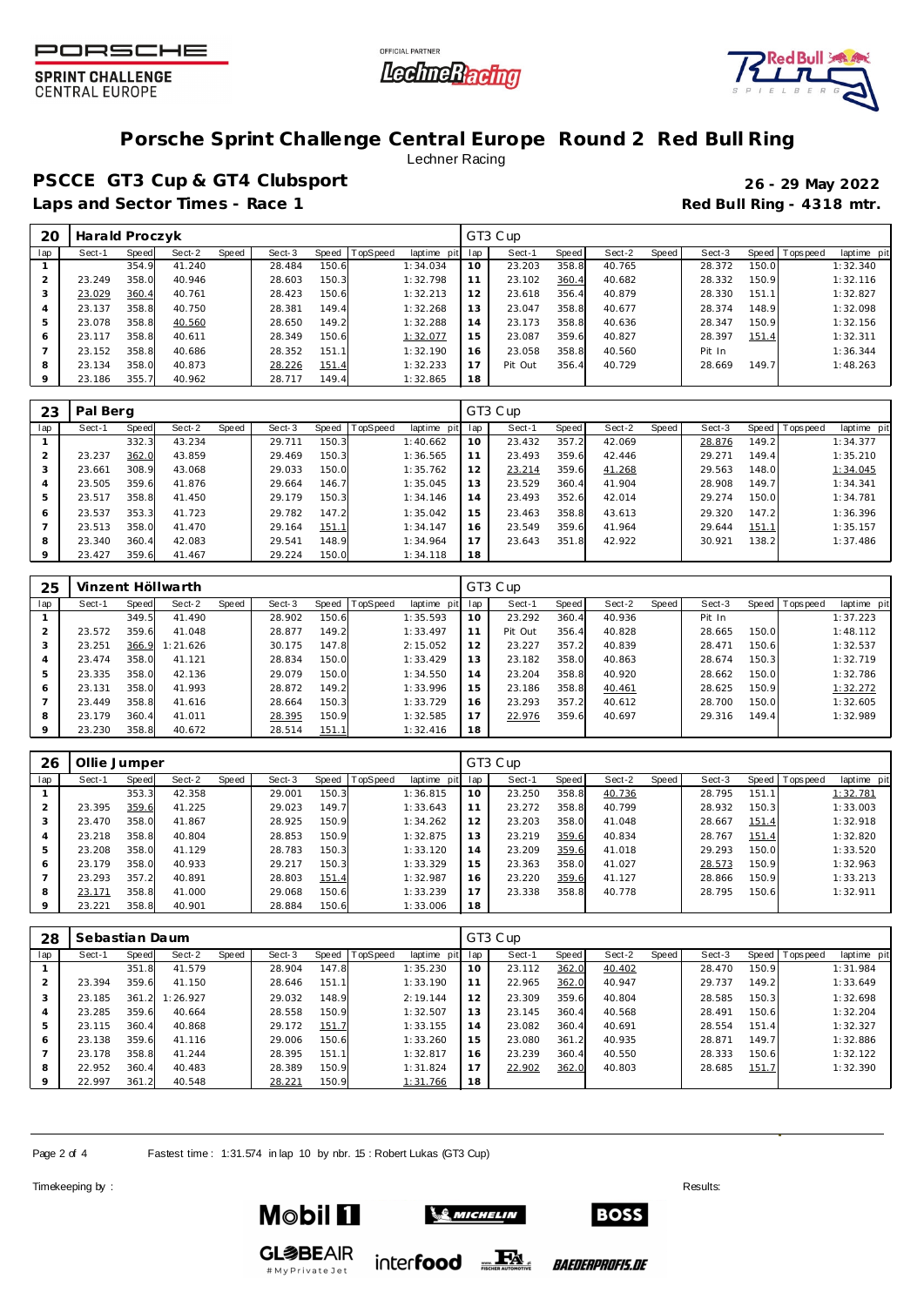# Porsche Sprint Challenge Central Europe Round 2 Red Bull Ring

Lechner Racing

## PSCCE GT3 Cup & GT4 Clubsport

**26 - 29 May 2022**

**Laps and Sector Times - Race 1**

**Red Bull Ring - 4318 mtr.**

| 20 | Harald Proczyk | | | | | | | | | GT3 Cup | | | | | | | | |
|---|---|---|---|---|---|---|---|---|---|---|---|---|---|---|---|---|---|---|
| lap | Sect-1 | Speed | Sect-2 | Speed | Sect-3 | Speed | TopSpeed | laptime pit | lap | Sect-1 | Speed | Sect-2 | Speed | Sect-3 | Speed | Topspeed | laptime pit |
| 1 | | 354.9 | 41.240 | | 28.484 | 150.6 | | 1:34.034 | 10 | 23.203 | 358.8 | 40.765 | | 28.372 | 150.0 | | 1:32.340 |
| 2 | 23.249 | 358.0 | 40.946 | | 28.603 | 150.3 | | 1:32.798 | 11 | 23.102 | 360.4 | 40.682 | | 28.332 | 150.9 | | 1:32.116 |
| 3 | 23.029 | 360.4 | 40.761 | | 28.423 | 150.6 | | 1:32.213 | 12 | 23.618 | 356.4 | 40.879 | | 28.330 | 151.1 | | 1:32.827 |
| 4 | 23.137 | 358.8 | 40.750 | | 28.381 | 149.4 | | 1:32.268 | 13 | 23.047 | 358.8 | 40.677 | | 28.374 | 148.9 | | 1:32.098 |
| 5 | 23.078 | 358.8 | 40.560 | | 28.650 | 149.2 | | 1:32.288 | 14 | 23.173 | 358.8 | 40.636 | | 28.347 | 150.9 | | 1:32.156 |
| 6 | 23.117 | 358.8 | 40.611 | | 28.349 | 150.6 | | 1:32.077 | 15 | 23.087 | 359.6 | 40.827 | | 28.397 | 151.4 | | 1:32.311 |
| 7 | 23.152 | 358.8 | 40.686 | | 28.352 | 151.1 | | 1:32.190 | 16 | 23.058 | 358.8 | 40.560 | | Pit In | | | 1:36.344 |
| 8 | 23.134 | 358.0 | 40.873 | | 28.226 | 151.4 | | 1:32.233 | 17 | Pit Out | 356.4 | 40.729 | | 28.669 | 149.7 | | 1:48.263 |
| 9 | 23.186 | 355.7 | 40.962 | | 28.717 | 149.4 | | 1:32.865 | 18 | | | | | | | | |

| 23 | Pal Berg | | | | | | | | | GT3 Cup | | | | | | | | |
|---|---|---|---|---|---|---|---|---|---|---|---|---|---|---|---|---|---|---|
| lap | Sect-1 | Speed | Sect-2 | Speed | Sect-3 | Speed | TopSpeed | laptime pit | lap | Sect-1 | Speed | Sect-2 | Speed | Sect-3 | Speed | Topspeed | laptime pit |
| 1 | | 332.3 | 43.234 | | 29.711 | 150.3 | | 1:40.662 | 10 | 23.432 | 357.2 | 42.069 | | 28.876 | 149.2 | | 1:34.377 |
| 2 | 23.237 | 362.0 | 43.859 | | 29.469 | 150.3 | | 1:36.565 | 11 | 23.493 | 359.6 | 42.446 | | 29.271 | 149.4 | | 1:35.210 |
| 3 | 23.661 | 308.9 | 43.068 | | 29.033 | 150.0 | | 1:35.762 | 12 | 23.214 | 359.6 | 41.268 | | 29.563 | 148.0 | | 1:34.045 |
| 4 | 23.505 | 359.6 | 41.876 | | 29.664 | 146.7 | | 1:35.045 | 13 | 23.529 | 360.4 | 41.904 | | 28.908 | 149.7 | | 1:34.341 |
| 5 | 23.517 | 358.8 | 41.450 | | 29.179 | 150.3 | | 1:34.146 | 14 | 23.493 | 352.6 | 42.014 | | 29.274 | 150.0 | | 1:34.781 |
| 6 | 23.537 | 353.3 | 41.723 | | 29.782 | 147.2 | | 1:35.042 | 15 | 23.463 | 358.8 | 43.613 | | 29.320 | 147.2 | | 1:36.396 |
| 7 | 23.513 | 358.0 | 41.470 | | 29.164 | 151.1 | | 1:34.147 | 16 | 23.549 | 359.6 | 41.964 | | 29.644 | 151.1 | | 1:35.157 |
| 8 | 23.340 | 360.4 | 42.083 | | 29.541 | 148.9 | | 1:34.964 | 17 | 23.643 | 351.8 | 42.922 | | 30.921 | 138.2 | | 1:37.486 |
| 9 | 23.427 | 359.6 | 41.467 | | 29.224 | 150.0 | | 1:34.118 | 18 | | | | | | | | |

| 25 | Vinzent Höllwarth | | | | | | | | | GT3 Cup | | | | | | | | |
|---|---|---|---|---|---|---|---|---|---|---|---|---|---|---|---|---|---|---|
| lap | Sect-1 | Speed | Sect-2 | Speed | Sect-3 | Speed | TopSpeed | laptime pit | lap | Sect-1 | Speed | Sect-2 | Speed | Sect-3 | Speed | Topspeed | laptime pit |
| 1 | | 349.5 | 41.490 | | 28.902 | 150.6 | | 1:35.593 | 10 | 23.292 | 360.4 | 40.936 | | Pit In | | | 1:37.223 |
| 2 | 23.572 | 359.6 | 41.048 | | 28.877 | 149.2 | | 1:33.497 | 11 | Pit Out | 356.4 | 40.828 | | 28.665 | 150.0 | | 1:48.112 |
| 3 | 23.251 | 366.9 | 1:21.626 | | 30.175 | 147.8 | | 2:15.052 | 12 | 23.227 | 357.2 | 40.839 | | 28.471 | 150.6 | | 1:32.537 |
| 4 | 23.474 | 358.0 | 41.121 | | 28.834 | 150.0 | | 1:33.429 | 13 | 23.182 | 358.0 | 40.863 | | 28.674 | 150.3 | | 1:32.719 |
| 5 | 23.335 | 358.0 | 42.136 | | 29.079 | 150.0 | | 1:34.550 | 14 | 23.204 | 358.8 | 40.920 | | 28.662 | 150.0 | | 1:32.786 |
| 6 | 23.131 | 358.0 | 41.993 | | 28.872 | 149.2 | | 1:33.996 | 15 | 23.186 | 358.8 | 40.461 | | 28.625 | 150.9 | | 1:32.272 |
| 7 | 23.449 | 358.8 | 41.616 | | 28.664 | 150.3 | | 1:33.729 | 16 | 23.293 | 357.2 | 40.612 | | 28.700 | 150.0 | | 1:32.605 |
| 8 | 23.179 | 360.4 | 41.011 | | 28.395 | 150.9 | | 1:32.585 | 17 | 22.976 | 359.6 | 40.697 | | 29.316 | 149.4 | | 1:32.989 |
| 9 | 23.230 | 358.8 | 40.672 | | 28.514 | 151.1 | | 1:32.416 | 18 | | | | | | | | |

| 26 | Ollie Jumper | | | | | | | | | GT3 Cup | | | | | | | | |
|---|---|---|---|---|---|---|---|---|---|---|---|---|---|---|---|---|---|---|
| lap | Sect-1 | Speed | Sect-2 | Speed | Sect-3 | Speed | TopSpeed | laptime pit | lap | Sect-1 | Speed | Sect-2 | Speed | Sect-3 | Speed | Topspeed | laptime pit |
| 1 | | 353.3 | 42.358 | | 29.001 | 150.3 | | 1:36.815 | 10 | 23.250 | 358.8 | 40.736 | | 28.795 | 151.1 | | 1:32.781 |
| 2 | 23.395 | 359.6 | 41.225 | | 29.023 | 149.7 | | 1:33.643 | 11 | 23.272 | 358.8 | 40.799 | | 28.932 | 150.3 | | 1:33.003 |
| 3 | 23.470 | 358.0 | 41.867 | | 28.925 | 150.9 | | 1:34.262 | 12 | 23.203 | 358.0 | 41.048 | | 28.667 | 151.4 | | 1:32.918 |
| 4 | 23.218 | 358.8 | 40.804 | | 28.853 | 150.9 | | 1:32.875 | 13 | 23.219 | 359.6 | 40.834 | | 28.767 | 151.4 | | 1:32.820 |
| 5 | 23.208 | 358.0 | 41.129 | | 28.783 | 150.3 | | 1:33.120 | 14 | 23.209 | 359.6 | 41.018 | | 29.293 | 150.0 | | 1:33.520 |
| 6 | 23.179 | 358.0 | 40.933 | | 29.217 | 150.3 | | 1:33.329 | 15 | 23.363 | 358.0 | 41.027 | | 28.573 | 150.9 | | 1:32.963 |
| 7 | 23.293 | 357.2 | 40.891 | | 28.803 | 151.4 | | 1:32.987 | 16 | 23.220 | 359.6 | 41.127 | | 28.866 | 150.9 | | 1:33.213 |
| 8 | 23.171 | 358.8 | 41.000 | | 29.068 | 150.6 | | 1:33.239 | 17 | 23.338 | 358.8 | 40.778 | | 28.795 | 150.6 | | 1:32.911 |
| 9 | 23.221 | 358.8 | 40.901 | | 28.884 | 150.6 | | 1:33.006 | 18 | | | | | | | | |

| 28 | Sebastian Daum | | | | | | | | | GT3 Cup | | | | | | | | |
|---|---|---|---|---|---|---|---|---|---|---|---|---|---|---|---|---|---|---|
| lap | Sect-1 | Speed | Sect-2 | Speed | Sect-3 | Speed | TopSpeed | laptime pit | lap | Sect-1 | Speed | Sect-2 | Speed | Sect-3 | Speed | Topspeed | laptime pit |
| 1 | | 351.8 | 41.579 | | 28.904 | 147.8 | | 1:35.230 | 10 | 23.112 | 362.0 | 40.402 | | 28.470 | 150.9 | | 1:31.984 |
| 2 | 23.394 | 359.6 | 41.150 | | 28.646 | 151.1 | | 1:33.190 | 11 | 22.965 | 362.0 | 40.947 | | 29.737 | 149.2 | | 1:33.649 |
| 3 | 23.185 | 361.2 | 1:26.927 | | 29.032 | 148.9 | | 2:19.144 | 12 | 23.309 | 359.6 | 40.804 | | 28.585 | 150.3 | | 1:32.698 |
| 4 | 23.285 | 359.6 | 40.664 | | 28.558 | 150.9 | | 1:32.507 | 13 | 23.145 | 360.4 | 40.568 | | 28.491 | 150.6 | | 1:32.204 |
| 5 | 23.115 | 360.4 | 40.868 | | 29.172 | 151.7 | | 1:33.155 | 14 | 23.082 | 360.4 | 40.691 | | 28.554 | 151.4 | | 1:32.327 |
| 6 | 23.138 | 359.6 | 41.116 | | 29.006 | 150.6 | | 1:33.260 | 15 | 23.080 | 361.2 | 40.935 | | 28.871 | 149.7 | | 1:32.886 |
| 7 | 23.178 | 358.8 | 41.244 | | 28.395 | 151.1 | | 1:32.817 | 16 | 23.239 | 360.4 | 40.550 | | 28.333 | 150.6 | | 1:32.122 |
| 8 | 22.952 | 360.4 | 40.483 | | 28.389 | 150.9 | | 1:31.824 | 17 | 22.902 | 362.0 | 40.803 | | 28.685 | 151.7 | | 1:32.390 |
| 9 | 22.997 | 361.2 | 40.548 | | 28.221 | 150.9 | | 1:31.766 | 18 | | | | | | | | |

Fastest time : 1:31.574 in lap 10 by nbr. 15 : Robert Lukas (GT3 Cup)

Timekeeping by :

Results: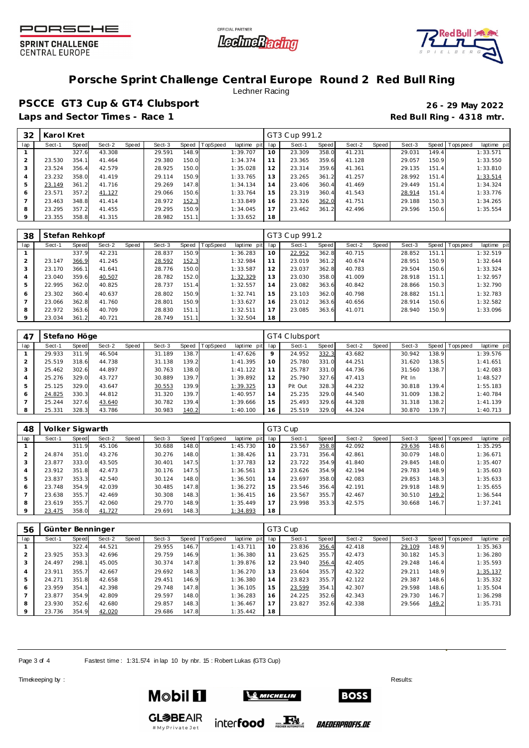# Porsche Sprint Challenge Central Europe Round 2 Red Bull Ring

Lechner Racing

## PSCCE GT3 Cup & GT4 Clubsport

**26 - 29 May 2022**

**Laps and Sector Times - Race 1**

**Red Bull Ring - 4318 mtr.**

| 32 | Karol Kret | | | | | | | | | GT3 Cup 991.2 | | | | | | | | |
|---|---|---|---|---|---|---|---|---|---|---|---|---|---|---|---|---|---|---|
| lap | Sect-1 | Speed | Sect-2 | Speed | Sect-3 | Speed | TopSpeed | laptime pit | lap | Sect-1 | Speed | Sect-2 | Speed | Sect-3 | Speed | Topspeed | laptime pit |
| 1 | | 327.6 | 43.308 | | 29.591 | 148.9 | | 1:39.707 | 10 | 23.309 | 358.0 | 41.231 | | 29.031 | 149.4 | | 1:33.571 |
| 2 | 23.530 | 354.1 | 41.464 | | 29.380 | 150.0 | | 1:34.374 | 11 | 23.365 | 359.6 | 41.128 | | 29.057 | 150.9 | | 1:33.550 |
| 3 | 23.524 | 356.4 | 42.579 | | 28.925 | 150.0 | | 1:35.028 | 12 | 23.314 | 359.6 | 41.361 | | 29.135 | 151.4 | | 1:33.810 |
| 4 | 23.232 | 358.0 | 41.419 | | 29.114 | 150.9 | | 1:33.765 | 13 | 23.265 | 361.2 | 41.257 | | 28.992 | 151.4 | | 1:33.514 |
| 5 | 23.149 | 361.2 | 41.716 | | 29.269 | 147.8 | | 1:34.134 | 14 | 23.406 | 360.4 | 41.469 | | 29.449 | 151.4 | | 1:34.324 |
| 6 | 23.571 | 357.2 | 41.127 | | 29.066 | 150.6 | | 1:33.764 | 15 | 23.319 | 360.4 | 41.543 | | 28.914 | 151.4 | | 1:33.776 |
| 7 | 23.463 | 348.8 | 41.414 | | 28.972 | 152.3 | | 1:33.849 | 16 | 23.326 | 362.0 | 41.751 | | 29.188 | 150.3 | | 1:34.265 |
| 8 | 23.295 | 357.2 | 41.455 | | 29.295 | 150.9 | | 1:34.045 | 17 | 23.462 | 361.2 | 42.496 | | 29.596 | 150.6 | | 1:35.554 |
| 9 | 23.355 | 358.8 | 41.315 | | 28.982 | 151.1 | | 1:33.652 | 18 | | | | | | | | |

| 38 | Stefan Rehkopf | | | | | | | | | GT3 Cup 991.2 | | | | | | | | |
|---|---|---|---|---|---|---|---|---|---|---|---|---|---|---|---|---|---|---|
| lap | Sect-1 | Speed | Sect-2 | Speed | Sect-3 | Speed | TopSpeed | laptime pit | lap | Sect-1 | Speed | Sect-2 | Speed | Sect-3 | Speed | Topspeed | laptime pit |
| 1 | | 337.9 | 42.231 | | 28.837 | 150.9 | | 1:36.283 | 10 | 22.952 | 362.8 | 40.715 | | 28.852 | 151.1 | | 1:32.519 |
| 2 | 23.147 | 366.9 | 41.245 | | 28.592 | 152.3 | | 1:32.984 | 11 | 23.019 | 361.2 | 40.674 | | 28.951 | 150.9 | | 1:32.644 |
| 3 | 23.170 | 366.1 | 41.641 | | 28.776 | 150.0 | | 1:33.587 | 12 | 23.037 | 362.8 | 40.783 | | 29.504 | 150.6 | | 1:33.324 |
| 4 | 23.040 | 359.6 | 40.507 | | 28.782 | 152.0 | | 1:32.329 | 13 | 23.030 | 358.0 | 41.009 | | 28.918 | 151.1 | | 1:32.957 |
| 5 | 22.995 | 362.0 | 40.825 | | 28.737 | 151.4 | | 1:32.557 | 14 | 23.082 | 363.6 | 40.842 | | 28.866 | 150.3 | | 1:32.790 |
| 6 | 23.302 | 360.4 | 40.637 | | 28.802 | 150.9 | | 1:32.741 | 15 | 23.103 | 362.0 | 40.798 | | 28.882 | 151.1 | | 1:32.783 |
| 7 | 23.066 | 362.8 | 41.760 | | 28.801 | 150.9 | | 1:33.627 | 16 | 23.012 | 363.6 | 40.656 | | 28.914 | 150.6 | | 1:32.582 |
| 8 | 22.972 | 363.6 | 40.709 | | 28.830 | 151.1 | | 1:32.511 | 17 | 23.085 | 363.6 | 41.071 | | 28.940 | 150.9 | | 1:33.096 |
| 9 | 23.034 | 361.2 | 40.721 | | 28.749 | 151.1 | | 1:32.504 | 18 | | | | | | | | |

| 47 | Stefano Höge | | | | | | | | | GT4 Clubsport | | | | | | | | |
|---|---|---|---|---|---|---|---|---|---|---|---|---|---|---|---|---|---|---|
| lap | Sect-1 | Speed | Sect-2 | Speed | Sect-3 | Speed | TopSpeed | laptime pit | lap | Sect-1 | Speed | Sect-2 | Speed | Sect-3 | Speed | Topspeed | laptime pit |
| 1 | 29.933 | 311.9 | 46.504 | | 31.189 | 138.7 | | 1:47.626 | 9 | 24.952 | 332.3 | 43.682 | | 30.942 | 138.9 | | 1:39.576 |
| 2 | 25.519 | 318.6 | 44.738 | | 31.138 | 139.2 | | 1:41.395 | 10 | 25.780 | 331.0 | 44.251 | | 31.620 | 138.5 | | 1:41.651 |
| 3 | 25.462 | 302.6 | 44.897 | | 30.763 | 138.0 | | 1:41.122 | 11 | 25.787 | 331.0 | 44.736 | | 31.560 | 138.7 | | 1:42.083 |
| 4 | 25.276 | 329.0 | 43.727 | | 30.889 | 139.7 | | 1:39.892 | 12 | 25.790 | 327.6 | 47.413 | | Pit In | | | 1:48.527 |
| 5 | 25.125 | 329.0 | 43.647 | | 30.553 | 139.9 | | 1:39.325 | 13 | Pit Out | 328.3 | 44.232 | | 30.818 | 139.4 | | 1:55.183 |
| 6 | 24.825 | 330.3 | 44.812 | | 31.320 | 139.7 | | 1:40.957 | 14 | 25.235 | 329.0 | 44.540 | | 31.009 | 138.2 | | 1:40.784 |
| 7 | 25.244 | 327.6 | 43.640 | | 30.782 | 139.4 | | 1:39.666 | 15 | 25.493 | 329.6 | 44.328 | | 31.318 | 138.2 | | 1:41.139 |
| 8 | 25.331 | 328.3 | 43.786 | | 30.983 | 140.2 | | 1:40.100 | 16 | 25.519 | 329.0 | 44.324 | | 30.870 | 139.7 | | 1:40.713 |

| 48 | Volker Sigwarth | | | | | | | | | GT3 Cup | | | | | | | | |
|---|---|---|---|---|---|---|---|---|---|---|---|---|---|---|---|---|---|---|
| lap | Sect-1 | Speed | Sect-2 | Speed | Sect-3 | Speed | TopSpeed | laptime pit | lap | Sect-1 | Speed | Sect-2 | Speed | Sect-3 | Speed | Topspeed | laptime pit |
| 1 | | 311.9 | 45.106 | | 30.688 | 148.0 | | 1:45.730 | 10 | 23.567 | 358.8 | 42.092 | | 29.636 | 148.6 | | 1:35.295 |
| 2 | 24.874 | 351.0 | 43.276 | | 30.276 | 148.0 | | 1:38.426 | 11 | 23.731 | 356.4 | 42.861 | | 30.079 | 148.0 | | 1:36.671 |
| 3 | 23.877 | 333.0 | 43.505 | | 30.401 | 147.5 | | 1:37.783 | 12 | 23.722 | 354.9 | 41.840 | | 29.845 | 148.0 | | 1:35.407 |
| 4 | 23.912 | 351.8 | 42.473 | | 30.176 | 147.5 | | 1:36.561 | 13 | 23.626 | 354.9 | 42.194 | | 29.783 | 148.9 | | 1:35.603 |
| 5 | 23.837 | 353.3 | 42.540 | | 30.124 | 148.0 | | 1:36.501 | 14 | 23.697 | 358.0 | 42.083 | | 29.853 | 148.3 | | 1:35.633 |
| 6 | 23.748 | 354.9 | 42.039 | | 30.485 | 147.8 | | 1:36.272 | 15 | 23.546 | 356.4 | 42.191 | | 29.918 | 148.9 | | 1:35.655 |
| 7 | 23.638 | 355.7 | 42.469 | | 30.308 | 148.3 | | 1:36.415 | 16 | 23.567 | 355.7 | 42.467 | | 30.510 | 149.2 | | 1:36.544 |
| 8 | 23.619 | 355.7 | 42.060 | | 29.770 | 148.9 | | 1:35.449 | 17 | 23.998 | 353.3 | 42.575 | | 30.668 | 146.7 | | 1:37.241 |
| 9 | 23.475 | 358.0 | 41.727 | | 29.691 | 148.3 | | 1:34.893 | 18 | | | | | | | | |

| 56 | Günter Benninger | | | | | | | | | GT3 Cup | | | | | | | | |
|---|---|---|---|---|---|---|---|---|---|---|---|---|---|---|---|---|---|---|
| lap | Sect-1 | Speed | Sect-2 | Speed | Sect-3 | Speed | TopSpeed | laptime pit | lap | Sect-1 | Speed | Sect-2 | Speed | Sect-3 | Speed | Topspeed | laptime pit |
| 1 | | 322.4 | 44.521 | | 29.955 | 146.7 | | 1:43.711 | 10 | 23.836 | 356.4 | 42.418 | | 29.109 | 148.9 | | 1:35.363 |
| 2 | 23.925 | 353.3 | 42.696 | | 29.759 | 146.9 | | 1:36.380 | 11 | 23.625 | 355.7 | 42.473 | | 30.182 | 145.3 | | 1:36.280 |
| 3 | 24.497 | 298.1 | 45.005 | | 30.374 | 147.8 | | 1:39.876 | 12 | 23.940 | 356.4 | 42.405 | | 29.248 | 146.4 | | 1:35.593 |
| 4 | 23.911 | 355.7 | 42.667 | | 29.692 | 148.3 | | 1:36.270 | 13 | 23.604 | 355.7 | 42.322 | | 29.211 | 148.9 | | 1:35.137 |
| 5 | 24.271 | 351.8 | 42.658 | | 29.451 | 146.9 | | 1:36.380 | 14 | 23.823 | 355.7 | 42.122 | | 29.387 | 148.6 | | 1:35.332 |
| 6 | 23.959 | 354.1 | 42.398 | | 29.748 | 147.8 | | 1:36.105 | 15 | 23.599 | 354.1 | 42.307 | | 29.598 | 148.6 | | 1:35.504 |
| 7 | 23.877 | 354.9 | 42.809 | | 29.597 | 148.0 | | 1:36.283 | 16 | 24.225 | 352.6 | 42.343 | | 29.730 | 146.7 | | 1:36.298 |
| 8 | 23.930 | 352.6 | 42.680 | | 29.857 | 148.3 | | 1:36.467 | 17 | 23.827 | 352.6 | 42.338 | | 29.566 | 149.2 | | 1:35.731 |
| 9 | 23.736 | 354.9 | 42.020 | | 29.686 | 147.8 | | 1:35.442 | 18 | | | | | | | | |

Fastest time : 1:31.574 in lap 10 by nbr. 15 : Robert Lukas (GT3 Cup)

Timekeeping by :

Results: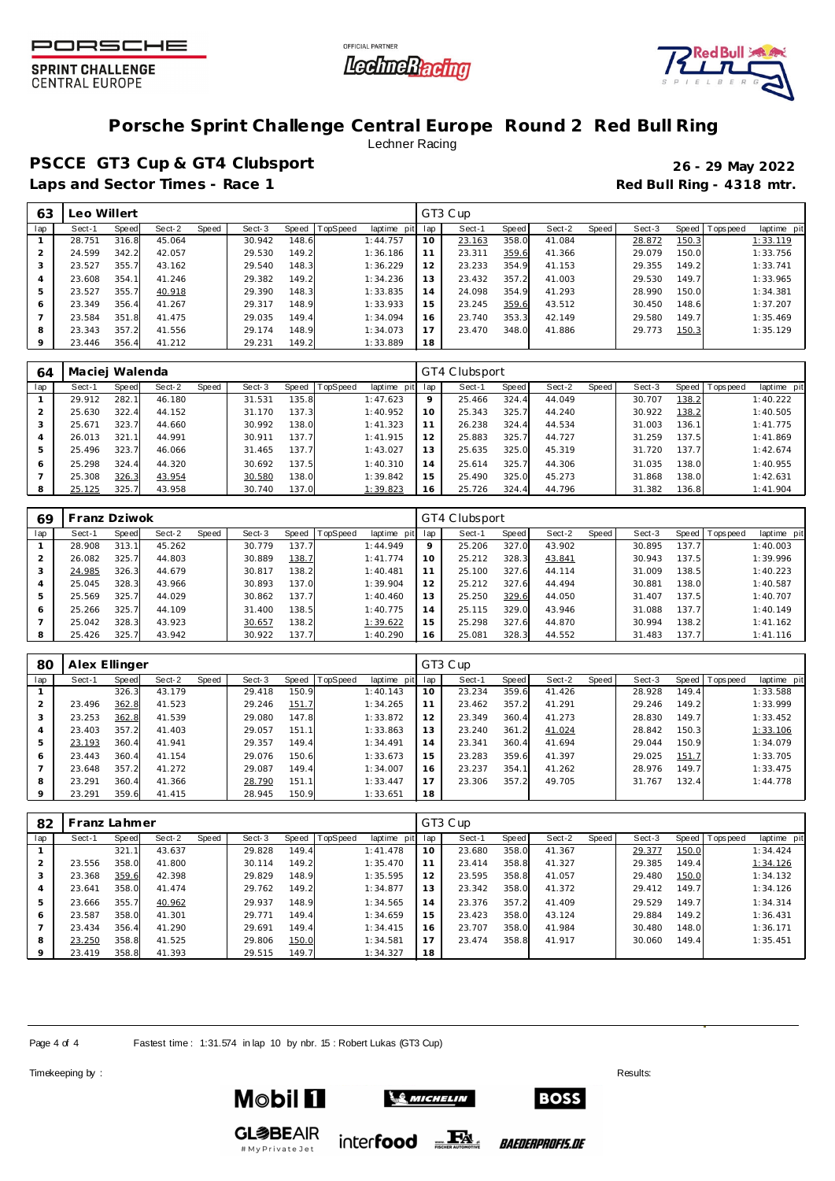# Porsche Sprint Challenge Central Europe Round 2 Red Bull Ring

Lechner Racing

## PSCCE GT3 Cup & GT4 Clubsport

**Laps and Sector Times - Race 1**

**26 - 29 May 2022**

**Red Bull Ring - 4318 mtr.**

| 63 | Leo Willert | | | | | | | | GT3 Cup | | | | | | | | |
|---|---|---|---|---|---|---|---|---|---|---|---|---|---|---|---|---|---|
| lap | Sect-1 | Speed | Sect-2 | Speed | Sect-3 | Speed | TopSpeed | laptime pit | lap | Sect-1 | Speed | Sect-2 | Speed | Sect-3 | Speed | Topspeed | laptime pit |
| 1 | 28.751 | 316.8 | 45.064 | | 30.942 | 148.6 | | 1:44.757 | 10 | 23.163 | 358.0 | 41.084 | | 28.872 | 150.3 | | 1:33.119 |
| 2 | 24.599 | 342.2 | 42.057 | | 29.530 | 149.2 | | 1:36.186 | 11 | 23.311 | 359.6 | 41.366 | | 29.079 | 150.0 | | 1:33.756 |
| 3 | 23.527 | 355.7 | 43.162 | | 29.540 | 148.3 | | 1:36.229 | 12 | 23.233 | 354.9 | 41.153 | | 29.355 | 149.2 | | 1:33.741 |
| 4 | 23.608 | 354.1 | 41.246 | | 29.382 | 149.2 | | 1:34.236 | 13 | 23.432 | 357.2 | 41.003 | | 29.530 | 149.7 | | 1:33.965 |
| 5 | 23.527 | 355.7 | 40.918 | | 29.390 | 148.3 | | 1:33.835 | 14 | 24.098 | 354.9 | 41.293 | | 28.990 | 150.0 | | 1:34.381 |
| 6 | 23.349 | 356.4 | 41.267 | | 29.317 | 148.9 | | 1:33.933 | 15 | 23.245 | 359.6 | 43.512 | | 30.450 | 148.6 | | 1:37.207 |
| 7 | 23.584 | 351.8 | 41.475 | | 29.035 | 149.4 | | 1:34.094 | 16 | 23.740 | 353.3 | 42.149 | | 29.580 | 149.7 | | 1:35.469 |
| 8 | 23.343 | 357.2 | 41.556 | | 29.174 | 148.9 | | 1:34.073 | 17 | 23.470 | 348.0 | 41.886 | | 29.773 | 150.3 | | 1:35.129 |
| 9 | 23.446 | 356.4 | 41.212 | | 29.231 | 149.2 | | 1:33.889 | 18 | | | | | | | | |

| 64 | Maciej Walenda | | | | | | | | GT4 Clubsport | | | | | | | | |
|---|---|---|---|---|---|---|---|---|---|---|---|---|---|---|---|---|---|
| lap | Sect-1 | Speed | Sect-2 | Speed | Sect-3 | Speed | TopSpeed | laptime pit | lap | Sect-1 | Speed | Sect-2 | Speed | Sect-3 | Speed | Topspeed | laptime pit |
| 1 | 29.912 | 282.1 | 46.180 | | 31.531 | 135.8 | | 1:47.623 | 9 | 25.466 | 324.4 | 44.049 | | 30.707 | 138.2 | | 1:40.222 |
| 2 | 25.630 | 322.4 | 44.152 | | 31.170 | 137.3 | | 1:40.952 | 10 | 25.343 | 325.7 | 44.240 | | 30.922 | 138.2 | | 1:40.505 |
| 3 | 25.671 | 323.7 | 44.660 | | 30.992 | 138.0 | | 1:41.323 | 11 | 26.238 | 324.4 | 44.534 | | 31.003 | 136.1 | | 1:41.775 |
| 4 | 26.013 | 321.1 | 44.991 | | 30.911 | 137.7 | | 1:41.915 | 12 | 25.883 | 325.7 | 44.727 | | 31.259 | 137.5 | | 1:41.869 |
| 5 | 25.496 | 323.7 | 46.066 | | 31.465 | 137.7 | | 1:43.027 | 13 | 25.635 | 325.0 | 45.319 | | 31.720 | 137.7 | | 1:42.674 |
| 6 | 25.298 | 324.4 | 44.320 | | 30.692 | 137.5 | | 1:40.310 | 14 | 25.614 | 325.7 | 44.306 | | 31.035 | 138.0 | | 1:40.955 |
| 7 | 25.308 | 326.3 | 43.954 | | 30.580 | 138.0 | | 1:39.842 | 15 | 25.490 | 325.0 | 45.273 | | 31.868 | 138.0 | | 1:42.631 |
| 8 | 25.125 | 325.7 | 43.958 | | 30.740 | 137.0 | | 1:39.823 | 16 | 25.726 | 324.4 | 44.796 | | 31.382 | 136.8 | | 1:41.904 |

| 69 | Franz Dziwok | | | | | | | | GT4 Clubsport | | | | | | | | |
|---|---|---|---|---|---|---|---|---|---|---|---|---|---|---|---|---|---|
| lap | Sect-1 | Speed | Sect-2 | Speed | Sect-3 | Speed | TopSpeed | laptime pit | lap | Sect-1 | Speed | Sect-2 | Speed | Sect-3 | Speed | Topspeed | laptime pit |
| 1 | 28.908 | 313.1 | 45.262 | | 30.779 | 137.7 | | 1:44.949 | 9 | 25.206 | 327.0 | 43.902 | | 30.895 | 137.7 | | 1:40.003 |
| 2 | 26.082 | 325.7 | 44.803 | | 30.889 | 138.7 | | 1:41.774 | 10 | 25.212 | 328.3 | 43.841 | | 30.943 | 137.5 | | 1:39.996 |
| 3 | 24.985 | 326.3 | 44.679 | | 30.817 | 138.2 | | 1:40.481 | 11 | 25.100 | 327.6 | 44.114 | | 31.009 | 138.5 | | 1:40.223 |
| 4 | 25.045 | 328.3 | 43.966 | | 30.893 | 137.0 | | 1:39.904 | 12 | 25.212 | 327.6 | 44.494 | | 30.881 | 138.0 | | 1:40.587 |
| 5 | 25.569 | 325.7 | 44.029 | | 30.862 | 137.7 | | 1:40.460 | 13 | 25.250 | 329.6 | 44.050 | | 31.407 | 137.5 | | 1:40.707 |
| 6 | 25.266 | 325.7 | 44.109 | | 31.400 | 138.5 | | 1:40.775 | 14 | 25.115 | 329.0 | 43.946 | | 31.088 | 137.7 | | 1:40.149 |
| 7 | 25.042 | 328.3 | 43.923 | | 30.657 | 138.2 | | 1:39.622 | 15 | 25.298 | 327.6 | 44.870 | | 30.994 | 138.2 | | 1:41.162 |
| 8 | 25.426 | 325.7 | 43.942 | | 30.922 | 137.7 | | 1:40.290 | 16 | 25.081 | 328.3 | 44.552 | | 31.483 | 137.7 | | 1:41.116 |

| 80 | Alex Ellinger | | | | | | | | GT3 Cup | | | | | | | | |
|---|---|---|---|---|---|---|---|---|---|---|---|---|---|---|---|---|---|
| lap | Sect-1 | Speed | Sect-2 | Speed | Sect-3 | Speed | TopSpeed | laptime pit | lap | Sect-1 | Speed | Sect-2 | Speed | Sect-3 | Speed | Topspeed | laptime pit |
| 1 | | 326.3 | 43.179 | | 29.418 | 150.9 | | 1:40.143 | 10 | 23.234 | 359.6 | 41.426 | | 28.928 | 149.4 | | 1:33.588 |
| 2 | 23.496 | 362.8 | 41.523 | | 29.246 | 151.7 | | 1:34.265 | 11 | 23.462 | 357.2 | 41.291 | | 29.246 | 149.2 | | 1:33.999 |
| 3 | 23.253 | 362.8 | 41.539 | | 29.080 | 147.8 | | 1:33.872 | 12 | 23.349 | 360.4 | 41.273 | | 28.830 | 149.7 | | 1:33.452 |
| 4 | 23.403 | 357.2 | 41.403 | | 29.057 | 151.1 | | 1:33.863 | 13 | 23.240 | 361.2 | 41.024 | | 28.842 | 150.3 | | 1:33.106 |
| 5 | 23.193 | 360.4 | 41.941 | | 29.357 | 149.4 | | 1:34.491 | 14 | 23.341 | 360.4 | 41.694 | | 29.044 | 150.9 | | 1:34.079 |
| 6 | 23.443 | 360.4 | 41.154 | | 29.076 | 150.6 | | 1:33.673 | 15 | 23.283 | 359.6 | 41.397 | | 29.025 | 151.7 | | 1:33.705 |
| 7 | 23.648 | 357.2 | 41.272 | | 29.087 | 149.4 | | 1:34.007 | 16 | 23.237 | 354.1 | 41.262 | | 28.976 | 149.7 | | 1:33.475 |
| 8 | 23.291 | 360.4 | 41.366 | | 28.790 | 151.1 | | 1:33.447 | 17 | 23.306 | 357.2 | 49.705 | | 31.767 | 132.4 | | 1:44.778 |
| 9 | 23.291 | 359.6 | 41.415 | | 28.945 | 150.9 | | 1:33.651 | 18 | | | | | | | | |

| 82 | Franz Lahmer | | | | | | | | GT3 Cup | | | | | | | | |
|---|---|---|---|---|---|---|---|---|---|---|---|---|---|---|---|---|---|
| lap | Sect-1 | Speed | Sect-2 | Speed | Sect-3 | Speed | TopSpeed | laptime pit | lap | Sect-1 | Speed | Sect-2 | Speed | Sect-3 | Speed | Topspeed | laptime pit |
| 1 | | 321.1 | 43.637 | | 29.828 | 149.4 | | 1:41.478 | 10 | 23.680 | 358.0 | 41.367 | | 29.377 | 150.0 | | 1:34.424 |
| 2 | 23.556 | 358.0 | 41.800 | | 30.114 | 149.2 | | 1:35.470 | 11 | 23.414 | 358.8 | 41.327 | | 29.385 | 149.4 | | 1:34.126 |
| 3 | 23.368 | 359.6 | 42.398 | | 29.829 | 148.9 | | 1:35.595 | 12 | 23.595 | 358.8 | 41.057 | | 29.480 | 150.0 | | 1:34.132 |
| 4 | 23.641 | 358.0 | 41.474 | | 29.762 | 149.2 | | 1:34.877 | 13 | 23.342 | 358.0 | 41.372 | | 29.412 | 149.7 | | 1:34.126 |
| 5 | 23.666 | 355.7 | 40.962 | | 29.937 | 148.9 | | 1:34.565 | 14 | 23.376 | 357.2 | 41.409 | | 29.529 | 149.7 | | 1:34.314 |
| 6 | 23.587 | 358.0 | 41.301 | | 29.771 | 149.4 | | 1:34.659 | 15 | 23.423 | 358.0 | 43.124 | | 29.884 | 149.2 | | 1:36.431 |
| 7 | 23.434 | 356.4 | 41.290 | | 29.691 | 149.4 | | 1:34.415 | 16 | 23.707 | 358.0 | 41.984 | | 30.480 | 148.0 | | 1:36.171 |
| 8 | 23.250 | 358.8 | 41.525 | | 29.806 | 150.0 | | 1:34.581 | 17 | 23.474 | 358.8 | 41.917 | | 30.060 | 149.4 | | 1:35.451 |
| 9 | 23.419 | 358.8 | 41.393 | | 29.515 | 149.7 | | 1:34.327 | 18 | | | | | | | | |

Fastest time : 1:31.574 in lap 10 by nbr. 15 : Robert Lukas (GT3 Cup)

Timekeeping by :

Results: